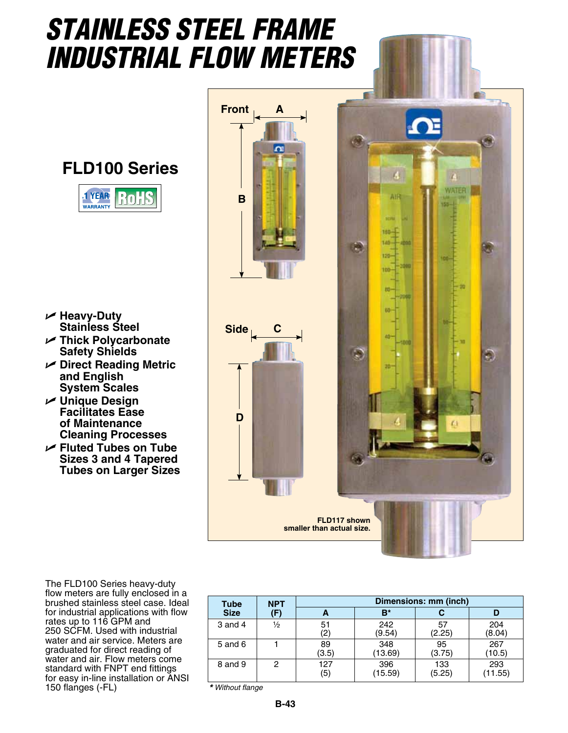# STAINLESS STEEL FRAME INDUSTRIAL FLOW METERS

## FLD100 Series

1 YEAR WARRANTY | RoHS

- **Heavy-Duty Stainless Steel**
- **Thick Polycarbonate Safety Shields**
- **Direct Reading Metric and English System Scales**
- **Unique Design Facilitates Ease of Maintenance Cleaning Processes**
- **Fluted Tubes on Tube Sizes 3 and 4 Tapered Tubes on Larger Sizes**

Front A

B

Side C

D

**FLD117 shown smaller than actual size.**

The FLD100 Series heavy-duty flow meters are fully enclosed in a brushed stainless steel case. Ideal for industrial applications with flow rates up to 116 GPM and 250 SCFM. Used with industrial water and air service. Meters are graduated for direct reading of water and air. Flow meters come standard with FNPT end fittings for easy in-line installation or ANSI 150 flanges (-FL)

| Tube Size | NPT (F) | Dimensions: mm (inch) | | | |
|---|---|---|---|---|---|
| | | A | B* | C | D |
| 3 and 4 | ½ | 51 (2) | 242 (9.54) | 57 (2.25) | 204 (8.04) |
| 5 and 6 | 1 | 89 (3.5) | 348 (13.69) | 95 (3.75) | 267 (10.5) |
| 8 and 9 | 2 | 127 (5) | 396 (15.59) | 133 (5.25) | 293 (11.55) |

*\* Without flange*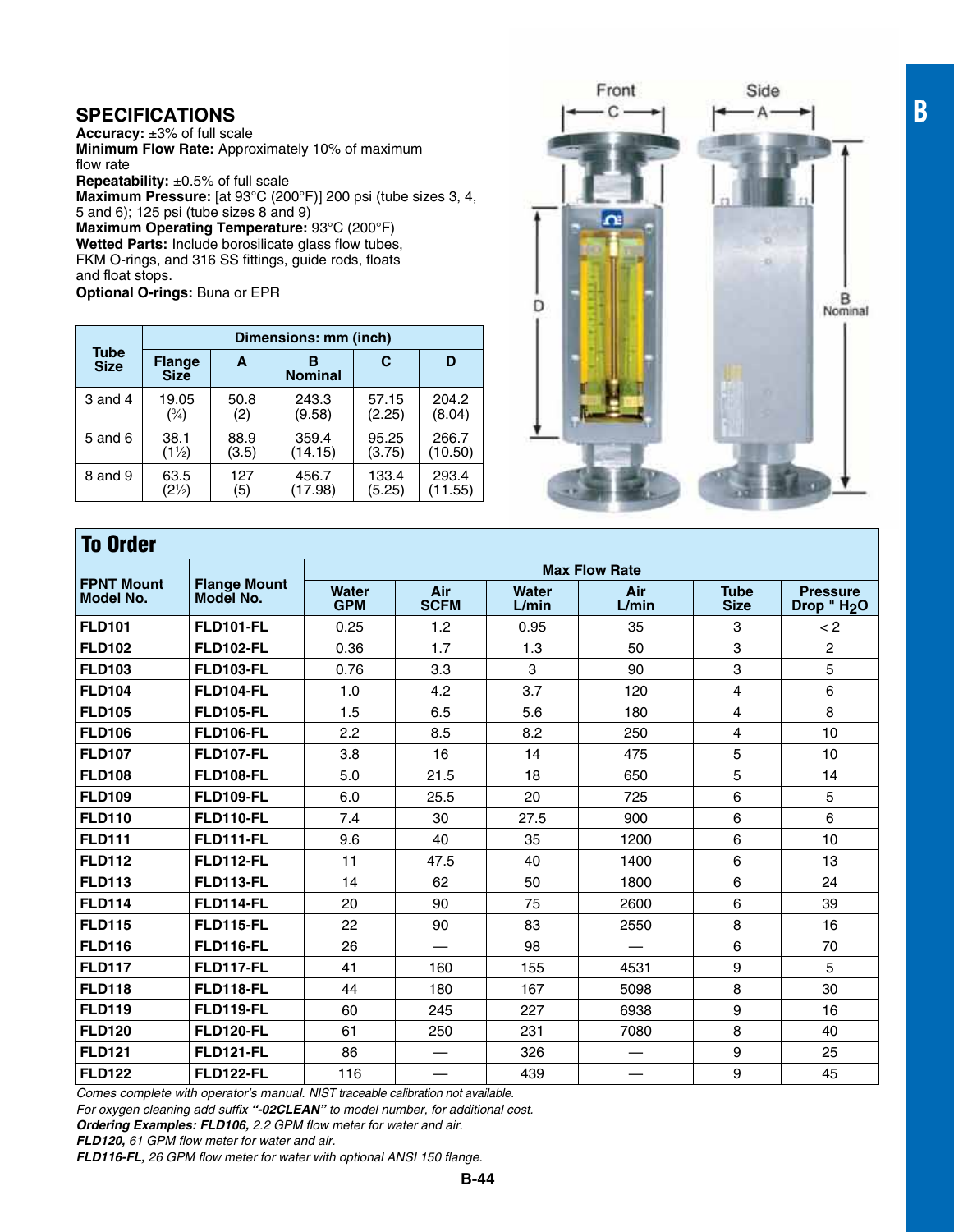## SPECIFICATIONS

**Accuracy:** ±3% of full scale
**Minimum Flow Rate:** Approximately 10% of maximum flow rate
**Repeatability:** ±0.5% of full scale
**Maximum Pressure:** [at 93°C (200°F)] 200 psi (tube sizes 3, 4, 5 and 6); 125 psi (tube sizes 8 and 9)
**Maximum Operating Temperature:** 93°C (200°F)
**Wetted Parts:** Include borosilicate glass flow tubes, FKM O-rings, and 316 SS fittings, guide rods, floats and float stops.
**Optional O-rings:** Buna or EPR

| Tube Size | Dimensions: mm (inch) | | | | |
|---|---|---|---|---|---|
| | Flange Size | A | B Nominal | C | D |
| 3 and 4 | 19.05 (¾) | 50.8 (2) | 243.3 (9.58) | 57.15 (2.25) | 204.2 (8.04) |
| 5 and 6 | 38.1 (1½) | 88.9 (3.5) | 359.4 (14.15) | 95.25 (3.75) | 266.7 (10.50) |
| 8 and 9 | 63.5 (2½) | 127 (5) | 456.7 (17.98) | 133.4 (5.25) | 293.4 (11.55) |

Front
C
Side
A
D
B Nominal

## To Order

| FPNT Mount Model No. | Flange Mount Model No. | Max Flow Rate | | | | | |
|---|---|---|---|---|---|---|---|
| | | Water GPM | Air SCFM | Water L/min | Air L/min | Tube Size | Pressure Drop " $H_2O$ |
| **FLD101** | **FLD101-FL** | 0.25 | 1.2 | 0.95 | 35 | 3 | < 2 |
| **FLD102** | **FLD102-FL** | 0.36 | 1.7 | 1.3 | 50 | 3 | 2 |
| **FLD103** | **FLD103-FL** | 0.76 | 3.3 | 3 | 90 | 3 | 5 |
| **FLD104** | **FLD104-FL** | 1.0 | 4.2 | 3.7 | 120 | 4 | 6 |
| **FLD105** | **FLD105-FL** | 1.5 | 6.5 | 5.6 | 180 | 4 | 8 |
| **FLD106** | **FLD106-FL** | 2.2 | 8.5 | 8.2 | 250 | 4 | 10 |
| **FLD107** | **FLD107-FL** | 3.8 | 16 | 14 | 475 | 5 | 10 |
| **FLD108** | **FLD108-FL** | 5.0 | 21.5 | 18 | 650 | 5 | 14 |
| **FLD109** | **FLD109-FL** | 6.0 | 25.5 | 20 | 725 | 6 | 5 |
| **FLD110** | **FLD110-FL** | 7.4 | 30 | 27.5 | 900 | 6 | 6 |
| **FLD111** | **FLD111-FL** | 9.6 | 40 | 35 | 1200 | 6 | 10 |
| **FLD112** | **FLD112-FL** | 11 | 47.5 | 40 | 1400 | 6 | 13 |
| **FLD113** | **FLD113-FL** | 14 | 62 | 50 | 1800 | 6 | 24 |
| **FLD114** | **FLD114-FL** | 20 | 90 | 75 | 2600 | 6 | 39 |
| **FLD115** | **FLD115-FL** | 22 | 90 | 83 | 2550 | 8 | 16 |
| **FLD116** | **FLD116-FL** | 26 | — | 98 | — | 6 | 70 |
| **FLD117** | **FLD117-FL** | 41 | 160 | 155 | 4531 | 9 | 5 |
| **FLD118** | **FLD118-FL** | 44 | 180 | 167 | 5098 | 8 | 30 |
| **FLD119** | **FLD119-FL** | 60 | 245 | 227 | 6938 | 9 | 16 |
| **FLD120** | **FLD120-FL** | 61 | 250 | 231 | 7080 | 8 | 40 |
| **FLD121** | **FLD121-FL** | 86 | — | 326 | — | 9 | 25 |
| **FLD122** | **FLD122-FL** | 116 | — | 439 | — | 9 | 45 |

*Comes complete with operator's manual. NIST traceable calibration not available.*
*For oxygen cleaning add suffix **"-02CLEAN"** to model number, for additional cost.*
***Ordering Examples: FLD106,** 2.2 GPM flow meter for water and air.*
***FLD120,** 61 GPM flow meter for water and air.*
***FLD116-FL,** 26 GPM flow meter for water with optional ANSI 150 flange.*